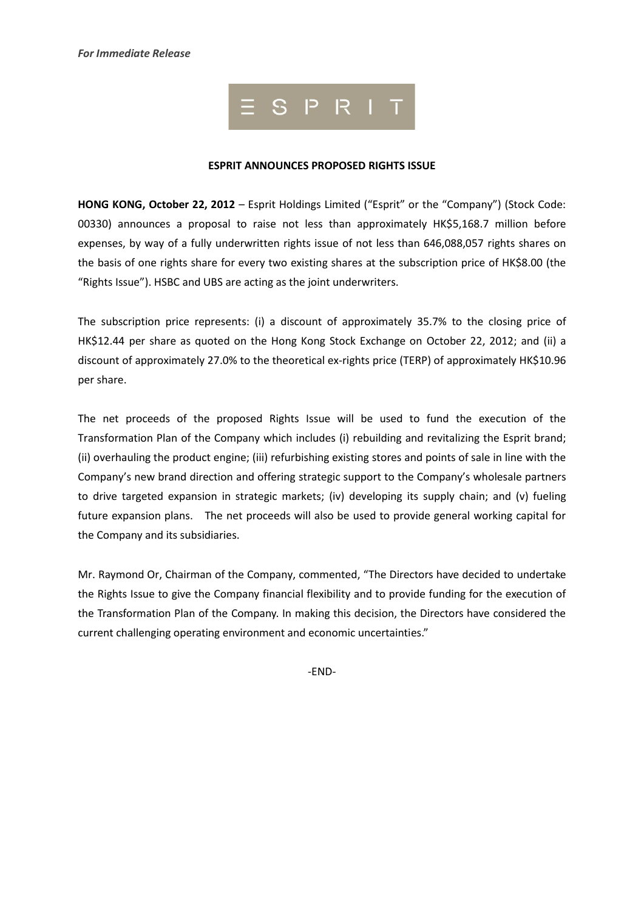*For Immediate Release*

ESPRIT

**ESPRIT ANNOUNCES PROPOSED RIGHTS ISSUE**

**HONG KONG, October 22, 2012** – Esprit Holdings Limited ("Esprit" or the "Company") (Stock Code: 00330) announces a proposal to raise not less than approximately HK$5,168.7 million before expenses, by way of a fully underwritten rights issue of not less than 646,088,057 rights shares on the basis of one rights share for every two existing shares at the subscription price of HK$8.00 (the "Rights Issue"). HSBC and UBS are acting as the joint underwriters.

The subscription price represents: (i) a discount of approximately 35.7% to the closing price of HK$12.44 per share as quoted on the Hong Kong Stock Exchange on October 22, 2012; and (ii) a discount of approximately 27.0% to the theoretical ex-rights price (TERP) of approximately HK$10.96 per share.

The net proceeds of the proposed Rights Issue will be used to fund the execution of the Transformation Plan of the Company which includes (i) rebuilding and revitalizing the Esprit brand; (ii) overhauling the product engine; (iii) refurbishing existing stores and points of sale in line with the Company's new brand direction and offering strategic support to the Company's wholesale partners to drive targeted expansion in strategic markets; (iv) developing its supply chain; and (v) fueling future expansion plans. The net proceeds will also be used to provide general working capital for the Company and its subsidiaries.

Mr. Raymond Or, Chairman of the Company, commented, "The Directors have decided to undertake the Rights Issue to give the Company financial flexibility and to provide funding for the execution of the Transformation Plan of the Company. In making this decision, the Directors have considered the current challenging operating environment and economic uncertainties."

-END-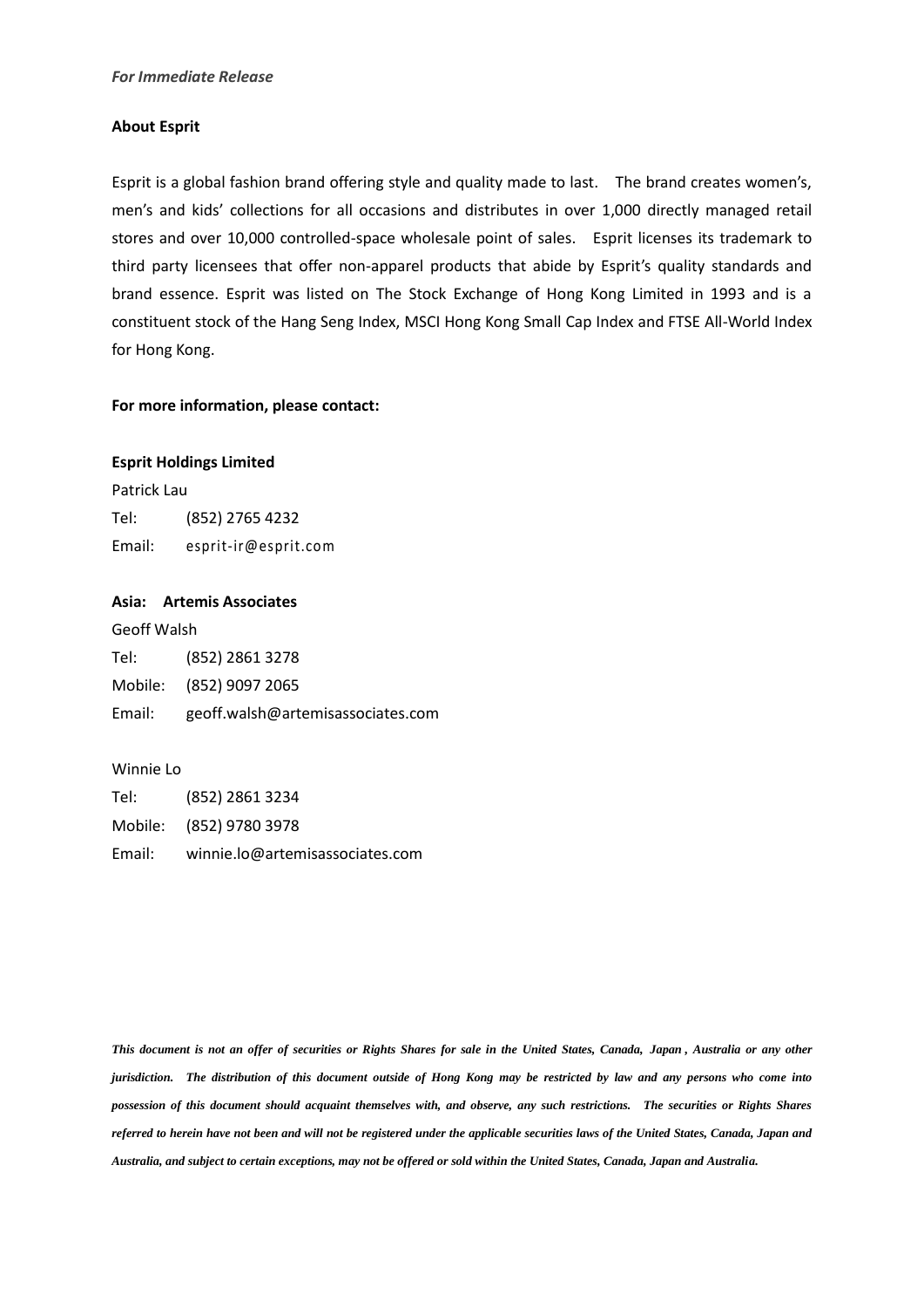*For Immediate Release*

**About Esprit**

Esprit is a global fashion brand offering style and quality made to last. The brand creates women's, men's and kids' collections for all occasions and distributes in over 1,000 directly managed retail stores and over 10,000 controlled-space wholesale point of sales. Esprit licenses its trademark to third party licensees that offer non-apparel products that abide by Esprit's quality standards and brand essence. Esprit was listed on The Stock Exchange of Hong Kong Limited in 1993 and is a constituent stock of the Hang Seng Index, MSCI Hong Kong Small Cap Index and FTSE All-World Index for Hong Kong.

**For more information, please contact:**

**Esprit Holdings Limited**

Patrick Lau

Tel: (852) 2765 4232

Email: esprit-ir@esprit.com

**Asia: Artemis Associates**

Geoff Walsh

Tel: (852) 2861 3278

Mobile: (852) 9097 2065

Email: geoff.walsh@artemisassociates.com

Winnie Lo

Tel: (852) 2861 3234

Mobile: (852) 9780 3978

Email: winnie.lo@artemisassociates.com

***This document is not an offer of securities or Rights Shares for sale in the United States, Canada, Japan , Australia or any other jurisdiction. The distribution of this document outside of Hong Kong may be restricted by law and any persons who come into possession of this document should acquaint themselves with, and observe, any such restrictions. The securities or Rights Shares referred to herein have not been and will not be registered under the applicable securities laws of the United States, Canada, Japan and Australia, and subject to certain exceptions, may not be offered or sold within the United States, Canada, Japan and Australia.***